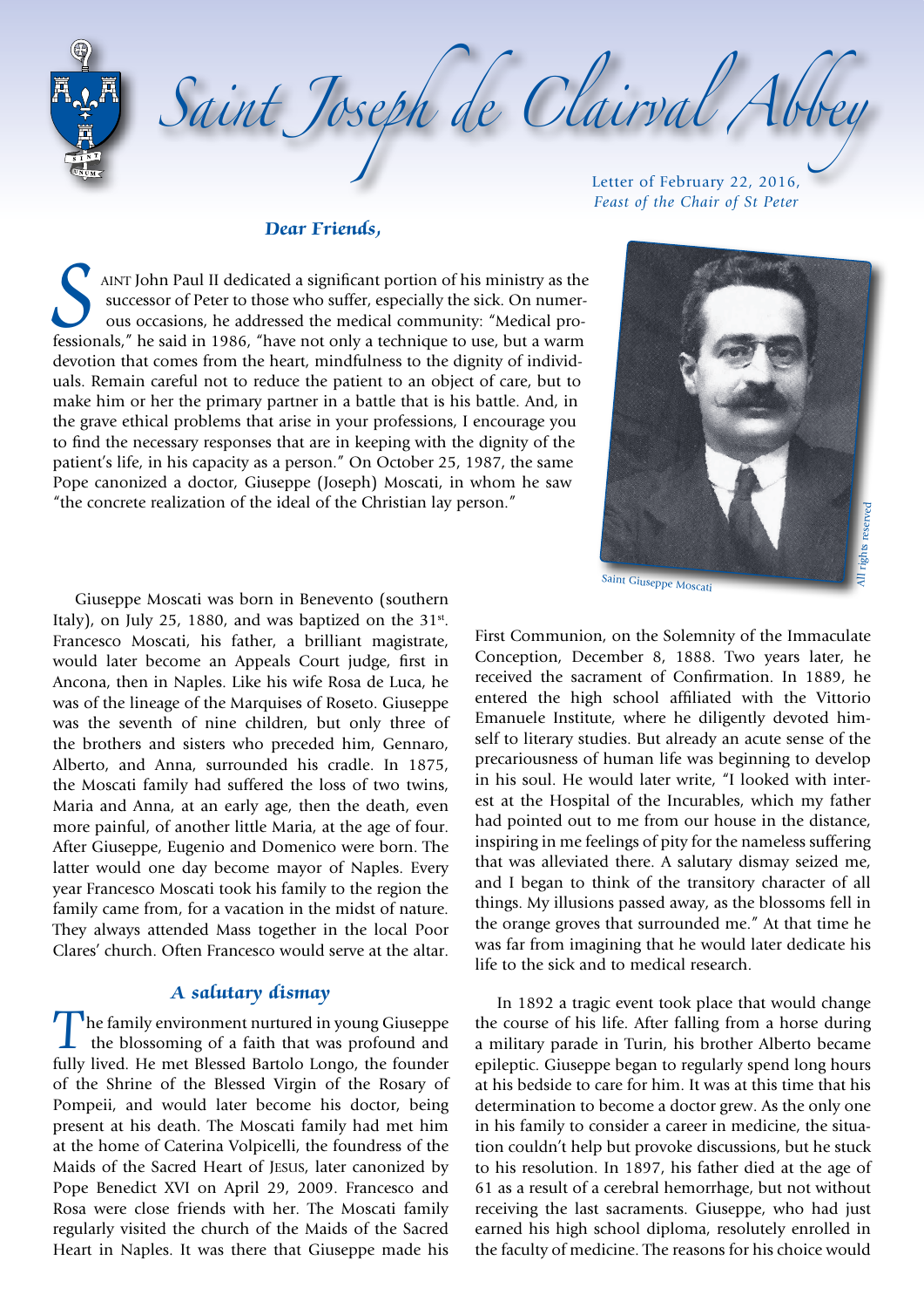# Saint Joseph de Clairval Abbey

Letter of February 22, 2016,
*Feast of the Chair of St Peter*

***Dear Friends,***

SAINT John Paul II dedicated a significant portion of his ministry as the successor of Peter to those who suffer, especially the sick. On numerous occasions, he addressed the medical community: "Medical professionals," he said in 1986, "have not only a technique to use, but a warm devotion that comes from the heart, mindfulness to the dignity of individuals. Remain careful not to reduce the patient to an object of care, but to make him or her the primary partner in a battle that is his battle. And, in the grave ethical problems that arise in your professions, I encourage you to find the necessary responses that are in keeping with the dignity of the patient's life, in his capacity as a person." On October 25, 1987, the same Pope canonized a doctor, Giuseppe (Joseph) Moscati, in whom he saw "the concrete realization of the ideal of the Christian lay person."

Saint Giuseppe Moscati

Giuseppe Moscati was born in Benevento (southern Italy), on July 25, 1880, and was baptized on the 31st. Francesco Moscati, his father, a brilliant magistrate, would later become an Appeals Court judge, first in Ancona, then in Naples. Like his wife Rosa de Luca, he was of the lineage of the Marquises of Roseto. Giuseppe was the seventh of nine children, but only three of the brothers and sisters who preceded him, Gennaro, Alberto, and Anna, surrounded his cradle. In 1875, the Moscati family had suffered the loss of two twins, Maria and Anna, at an early age, then the death, even more painful, of another little Maria, at the age of four. After Giuseppe, Eugenio and Domenico were born. The latter would one day become mayor of Naples. Every year Francesco Moscati took his family to the region the family came from, for a vacation in the midst of nature. They always attended Mass together in the local Poor Clares' church. Often Francesco would serve at the altar.

### *A salutary dismay*

The family environment nurtured in young Giuseppe the blossoming of a faith that was profound and fully lived. He met Blessed Bartolo Longo, the founder of the Shrine of the Blessed Virgin of the Rosary of Pompeii, and would later become his doctor, being present at his death. The Moscati family had met him at the home of Caterina Volpicelli, the foundress of the Maids of the Sacred Heart of JESUS, later canonized by Pope Benedict XVI on April 29, 2009. Francesco and Rosa were close friends with her. The Moscati family regularly visited the church of the Maids of the Sacred Heart in Naples. It was there that Giuseppe made his First Communion, on the Solemnity of the Immaculate Conception, December 8, 1888. Two years later, he received the sacrament of Confirmation. In 1889, he entered the high school affiliated with the Vittorio Emanuele Institute, where he diligently devoted himself to literary studies. But already an acute sense of the precariousness of human life was beginning to develop in his soul. He would later write, "I looked with interest at the Hospital of the Incurables, which my father had pointed out to me from our house in the distance, inspiring in me feelings of pity for the nameless suffering that was alleviated there. A salutary dismay seized me, and I began to think of the transitory character of all things. My illusions passed away, as the blossoms fell in the orange groves that surrounded me." At that time he was far from imagining that he would later dedicate his life to the sick and to medical research.

In 1892 a tragic event took place that would change the course of his life. After falling from a horse during a military parade in Turin, his brother Alberto became epileptic. Giuseppe began to regularly spend long hours at his bedside to care for him. It was at this time that his determination to become a doctor grew. As the only one in his family to consider a career in medicine, the situation couldn't help but provoke discussions, but he stuck to his resolution. In 1897, his father died at the age of 61 as a result of a cerebral hemorrhage, but not without receiving the last sacraments. Giuseppe, who had just earned his high school diploma, resolutely enrolled in the faculty of medicine. The reasons for his choice would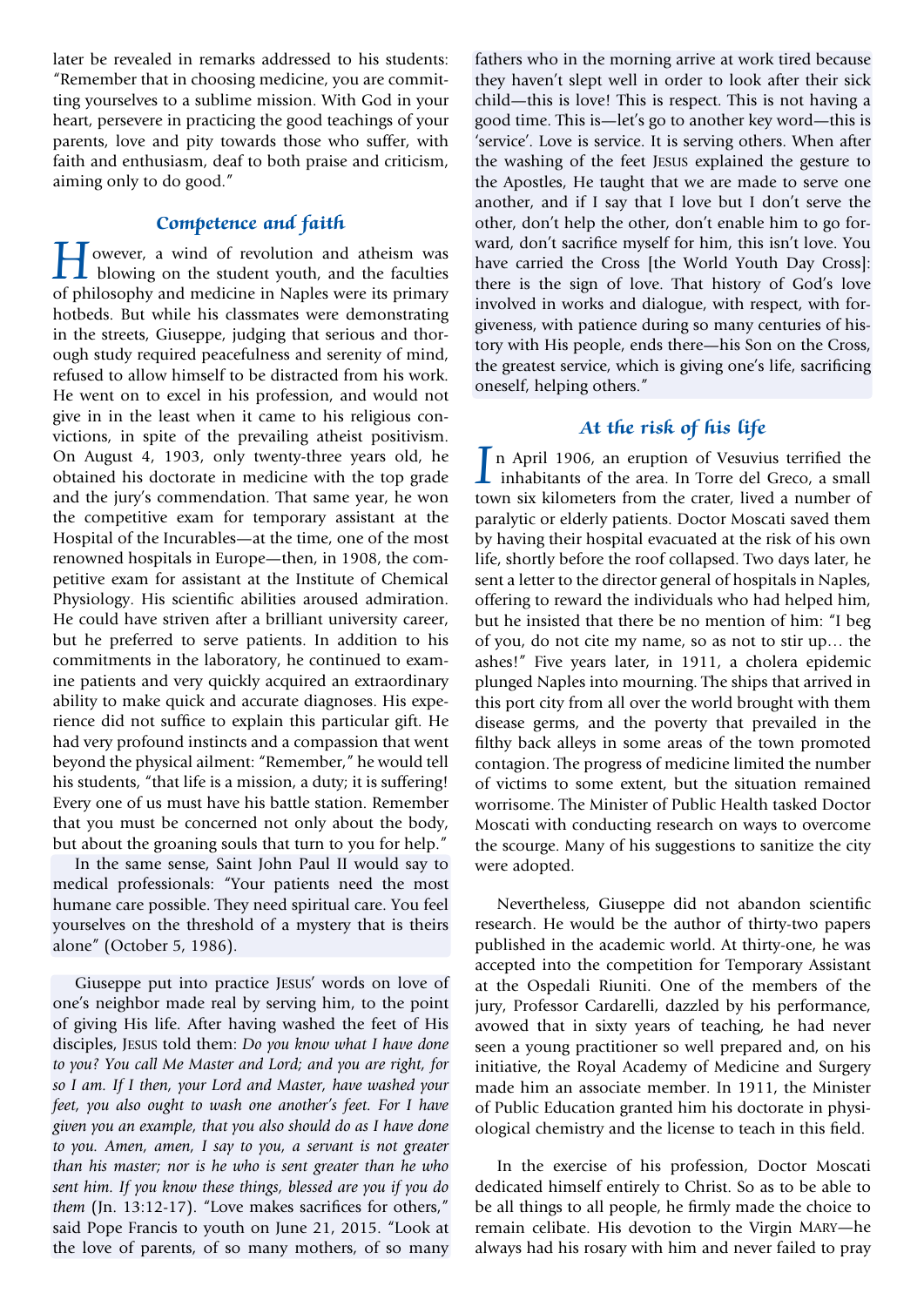later be revealed in remarks addressed to his students: "Remember that in choosing medicine, you are committing yourselves to a sublime mission. With God in your heart, persevere in practicing the good teachings of your parents, love and pity towards those who suffer, with faith and enthusiasm, deaf to both praise and criticism, aiming only to do good."

## Competence and faith

However, a wind of revolution and atheism was blowing on the student youth, and the faculties of philosophy and medicine in Naples were its primary hotbeds. But while his classmates were demonstrating in the streets, Giuseppe, judging that serious and thorough study required peacefulness and serenity of mind, refused to allow himself to be distracted from his work. He went on to excel in his profession, and would not give in in the least when it came to his religious convictions, in spite of the prevailing atheist positivism. On August 4, 1903, only twenty-three years old, he obtained his doctorate in medicine with the top grade and the jury's commendation. That same year, he won the competitive exam for temporary assistant at the Hospital of the Incurables—at the time, one of the most renowned hospitals in Europe—then, in 1908, the competitive exam for assistant at the Institute of Chemical Physiology. His scientific abilities aroused admiration. He could have striven after a brilliant university career, but he preferred to serve patients. In addition to his commitments in the laboratory, he continued to examine patients and very quickly acquired an extraordinary ability to make quick and accurate diagnoses. His experience did not suffice to explain this particular gift. He had very profound instincts and a compassion that went beyond the physical ailment: "Remember," he would tell his students, "that life is a mission, a duty; it is suffering! Every one of us must have his battle station. Remember that you must be concerned not only about the body, but about the groaning souls that turn to you for help."

In the same sense, Saint John Paul II would say to medical professionals: "Your patients need the most humane care possible. They need spiritual care. You feel yourselves on the threshold of a mystery that is theirs alone" (October 5, 1986).

Giuseppe put into practice JESUS' words on love of one's neighbor made real by serving him, to the point of giving His life. After having washed the feet of His disciples, JESUS told them: *Do you know what I have done to you? You call Me Master and Lord; and you are right, for so I am. If I then, your Lord and Master, have washed your feet, you also ought to wash one another's feet. For I have given you an example, that you also should do as I have done to you. Amen, amen, I say to you, a servant is not greater than his master; nor is he who is sent greater than he who sent him. If you know these things, blessed are you if you do them* (Jn. 13:12-17). "Love makes sacrifices for others," said Pope Francis to youth on June 21, 2015. "Look at the love of parents, of so many mothers, of so many fathers who in the morning arrive at work tired because they haven't slept well in order to look after their sick child—this is love! This is respect. This is not having a good time. This is—let's go to another key word—this is 'service'. Love is service. It is serving others. When after the washing of the feet JESUS explained the gesture to the Apostles, He taught that we are made to serve one another, and if I say that I love but I don't serve the other, don't help the other, don't enable him to go forward, don't sacrifice myself for him, this isn't love. You have carried the Cross [the World Youth Day Cross]: there is the sign of love. That history of God's love involved in works and dialogue, with respect, with forgiveness, with patience during so many centuries of history with His people, ends there—his Son on the Cross, the greatest service, which is giving one's life, sacrificing oneself, helping others."

## At the risk of his life

In April 1906, an eruption of Vesuvius terrified the inhabitants of the area. In Torre del Greco, a small town six kilometers from the crater, lived a number of paralytic or elderly patients. Doctor Moscati saved them by having their hospital evacuated at the risk of his own life, shortly before the roof collapsed. Two days later, he sent a letter to the director general of hospitals in Naples, offering to reward the individuals who had helped him, but he insisted that there be no mention of him: "I beg of you, do not cite my name, so as not to stir up… the ashes!" Five years later, in 1911, a cholera epidemic plunged Naples into mourning. The ships that arrived in this port city from all over the world brought with them disease germs, and the poverty that prevailed in the filthy back alleys in some areas of the town promoted contagion. The progress of medicine limited the number of victims to some extent, but the situation remained worrisome. The Minister of Public Health tasked Doctor Moscati with conducting research on ways to overcome the scourge. Many of his suggestions to sanitize the city were adopted.

Nevertheless, Giuseppe did not abandon scientific research. He would be the author of thirty-two papers published in the academic world. At thirty-one, he was accepted into the competition for Temporary Assistant at the Ospedali Riuniti. One of the members of the jury, Professor Cardarelli, dazzled by his performance, avowed that in sixty years of teaching, he had never seen a young practitioner so well prepared and, on his initiative, the Royal Academy of Medicine and Surgery made him an associate member. In 1911, the Minister of Public Education granted him his doctorate in physiological chemistry and the license to teach in this field.

In the exercise of his profession, Doctor Moscati dedicated himself entirely to Christ. So as to be able to be all things to all people, he firmly made the choice to remain celibate. His devotion to the Virgin MARY—he always had his rosary with him and never failed to pray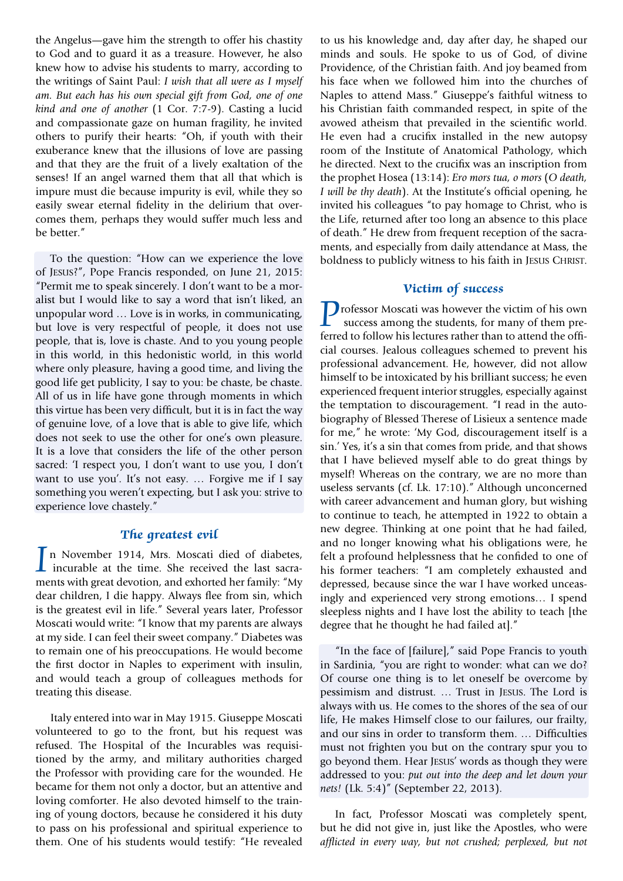the Angelus—gave him the strength to offer his chastity to God and to guard it as a treasure. However, he also knew how to advise his students to marry, according to the writings of Saint Paul: *I wish that all were as I myself am. But each has his own special gift from God, one of one kind and one of another* (1 Cor. 7:7-9). Casting a lucid and compassionate gaze on human fragility, he invited others to purify their hearts: "Oh, if youth with their exuberance knew that the illusions of love are passing and that they are the fruit of a lively exaltation of the senses! If an angel warned them that all that which is impure must die because impurity is evil, while they so easily swear eternal fidelity in the delirium that overcomes them, perhaps they would suffer much less and be better."

To the question: "How can we experience the love of Jesus?", Pope Francis responded, on June 21, 2015: "Permit me to speak sincerely. I don't want to be a moralist but I would like to say a word that isn't liked, an unpopular word … Love is in works, in communicating, but love is very respectful of people, it does not use people, that is, love is chaste. And to you young people in this world, in this hedonistic world, in this world where only pleasure, having a good time, and living the good life get publicity, I say to you: be chaste, be chaste. All of us in life have gone through moments in which this virtue has been very difficult, but it is in fact the way of genuine love, of a love that is able to give life, which does not seek to use the other for one's own pleasure. It is a love that considers the life of the other person sacred: 'I respect you, I don't want to use you, I don't want to use you'. It's not easy. … Forgive me if I say something you weren't expecting, but I ask you: strive to experience love chastely."

## The greatest evil

In November 1914, Mrs. Moscati died of diabetes, incurable at the time. She received the last sacraments with great devotion, and exhorted her family: "My dear children, I die happy. Always flee from sin, which is the greatest evil in life." Several years later, Professor Moscati would write: "I know that my parents are always at my side. I can feel their sweet company." Diabetes was to remain one of his preoccupations. He would become the first doctor in Naples to experiment with insulin, and would teach a group of colleagues methods for treating this disease.

Italy entered into war in May 1915. Giuseppe Moscati volunteered to go to the front, but his request was refused. The Hospital of the Incurables was requisitioned by the army, and military authorities charged the Professor with providing care for the wounded. He became for them not only a doctor, but an attentive and loving comforter. He also devoted himself to the training of young doctors, because he considered it his duty to pass on his professional and spiritual experience to them. One of his students would testify: "He revealed to us his knowledge and, day after day, he shaped our minds and souls. He spoke to us of God, of divine Providence, of the Christian faith. And joy beamed from his face when we followed him into the churches of Naples to attend Mass." Giuseppe's faithful witness to his Christian faith commanded respect, in spite of the avowed atheism that prevailed in the scientific world. He even had a crucifix installed in the new autopsy room of the Institute of Anatomical Pathology, which he directed. Next to the crucifix was an inscription from the prophet Hosea (13:14): *Ero mors tua, o mors* (*O death, I will be thy death*). At the Institute's official opening, he invited his colleagues "to pay homage to Christ, who is the Life, returned after too long an absence to this place of death." He drew from frequent reception of the sacraments, and especially from daily attendance at Mass, the boldness to publicly witness to his faith in Jesus Christ.

## Victim of success

Professor Moscati was however the victim of his own success among the students, for many of them preferred to follow his lectures rather than to attend the official courses. Jealous colleagues schemed to prevent his professional advancement. He, however, did not allow himself to be intoxicated by his brilliant success; he even experienced frequent interior struggles, especially against the temptation to discouragement. "I read in the autobiography of Blessed Therese of Lisieux a sentence made for me," he wrote: 'My God, discouragement itself is a sin.' Yes, it's a sin that comes from pride, and that shows that I have believed myself able to do great things by myself! Whereas on the contrary, we are no more than useless servants (cf. Lk. 17:10)." Although unconcerned with career advancement and human glory, but wishing to continue to teach, he attempted in 1922 to obtain a new degree. Thinking at one point that he had failed, and no longer knowing what his obligations were, he felt a profound helplessness that he confided to one of his former teachers: "I am completely exhausted and depressed, because since the war I have worked unceasingly and experienced very strong emotions… I spend sleepless nights and I have lost the ability to teach [the degree that he thought he had failed at]."

"In the face of [failure]," said Pope Francis to youth in Sardinia, "you are right to wonder: what can we do? Of course one thing is to let oneself be overcome by pessimism and distrust. … Trust in Jesus. The Lord is always with us. He comes to the shores of the sea of our life, He makes Himself close to our failures, our frailty, and our sins in order to transform them. … Difficulties must not frighten you but on the contrary spur you to go beyond them. Hear Jesus' words as though they were addressed to you: *put out into the deep and let down your nets!* (Lk. 5:4)" (September 22, 2013).

In fact, Professor Moscati was completely spent, but he did not give in, just like the Apostles, who were *afflicted in every way, but not crushed; perplexed, but not*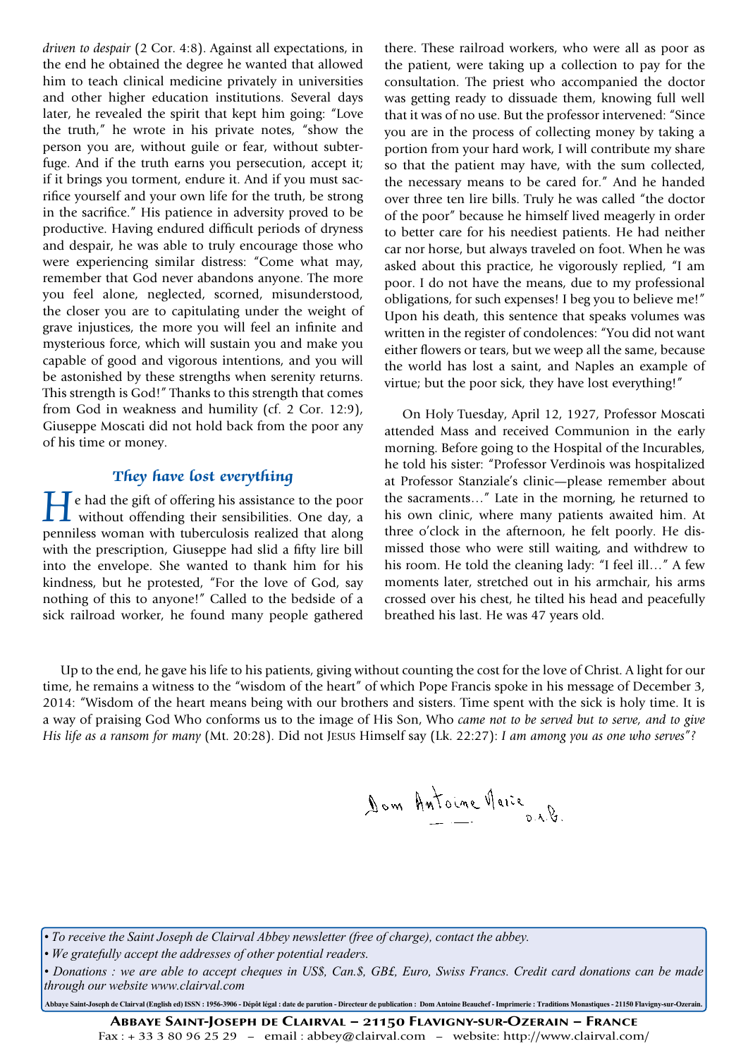*driven to despair* (2 Cor. 4:8). Against all expectations, in the end he obtained the degree he wanted that allowed him to teach clinical medicine privately in universities and other higher education institutions. Several days later, he revealed the spirit that kept him going: "Love the truth," he wrote in his private notes, "show the person you are, without guile or fear, without subterfuge. And if the truth earns you persecution, accept it; if it brings you torment, endure it. And if you must sacrifice yourself and your own life for the truth, be strong in the sacrifice." His patience in adversity proved to be productive. Having endured difficult periods of dryness and despair, he was able to truly encourage those who were experiencing similar distress: "Come what may, remember that God never abandons anyone. The more you feel alone, neglected, scorned, misunderstood, the closer you are to capitulating under the weight of grave injustices, the more you will feel an infinite and mysterious force, which will sustain you and make you capable of good and vigorous intentions, and you will be astonished by these strengths when serenity returns. This strength is God!" Thanks to this strength that comes from God in weakness and humility (cf. 2 Cor. 12:9), Giuseppe Moscati did not hold back from the poor any of his time or money.

## They have lost everything

He had the gift of offering his assistance to the poor without offending their sensibilities. One day, a penniless woman with tuberculosis realized that along with the prescription, Giuseppe had slid a fifty lire bill into the envelope. She wanted to thank him for his kindness, but he protested, "For the love of God, say nothing of this to anyone!" Called to the bedside of a sick railroad worker, he found many people gathered there. These railroad workers, who were all as poor as the patient, were taking up a collection to pay for the consultation. The priest who accompanied the doctor was getting ready to dissuade them, knowing full well that it was of no use. But the professor intervened: "Since you are in the process of collecting money by taking a portion from your hard work, I will contribute my share so that the patient may have, with the sum collected, the necessary means to be cared for." And he handed over three ten lire bills. Truly he was called "the doctor of the poor" because he himself lived meagerly in order to better care for his neediest patients. He had neither car nor horse, but always traveled on foot. When he was asked about this practice, he vigorously replied, "I am poor. I do not have the means, due to my professional obligations, for such expenses! I beg you to believe me!" Upon his death, this sentence that speaks volumes was written in the register of condolences: "You did not want either flowers or tears, but we weep all the same, because the world has lost a saint, and Naples an example of virtue; but the poor sick, they have lost everything!"

On Holy Tuesday, April 12, 1927, Professor Moscati attended Mass and received Communion in the early morning. Before going to the Hospital of the Incurables, he told his sister: "Professor Verdinois was hospitalized at Professor Stanziale's clinic—please remember about the sacraments…" Late in the morning, he returned to his own clinic, where many patients awaited him. At three o'clock in the afternoon, he felt poorly. He dismissed those who were still waiting, and withdrew to his room. He told the cleaning lady: "I feel ill…" A few moments later, stretched out in his armchair, his arms crossed over his chest, he tilted his head and peacefully breathed his last. He was 47 years old.

Up to the end, he gave his life to his patients, giving without counting the cost for the love of Christ. A light for our time, he remains a witness to the "wisdom of the heart" of which Pope Francis spoke in his message of December 3, 2014: "Wisdom of the heart means being with our brothers and sisters. Time spent with the sick is holy time. It is a way of praising God Who conforms us to the image of His Son, Who *came not to be served but to serve, and to give His life as a ransom for many* (Mt. 20:28). Did not JESUS Himself say (Lk. 22:27): *I am among you as one who serves*"?

Dom Antoine Marie o.s.b.

- *To receive the Saint Joseph de Clairval Abbey newsletter (free of charge), contact the abbey.*
- *We gratefully accept the addresses of other potential readers.*
- *Donations : we are able to accept cheques in US$, Can.$, GB£, Euro, Swiss Francs. Credit card donations can be made through our website www.clairval.com*

Abbaye Saint-Joseph de Clairval (English ed) ISSN : 1956-3906 - Dépôt légal : date de parution - Directeur de publication : Dom Antoine Beauchef - Imprimerie : Traditions Monastiques - 21150 Flavigny-sur-Ozerain.

**Abbaye Saint-Joseph de Clairval – 21150 Flavigny-sur-Ozerain – France**
Fax : + 33 3 80 96 25 29 – email : abbey@clairval.com – website: http://www.clairval.com/